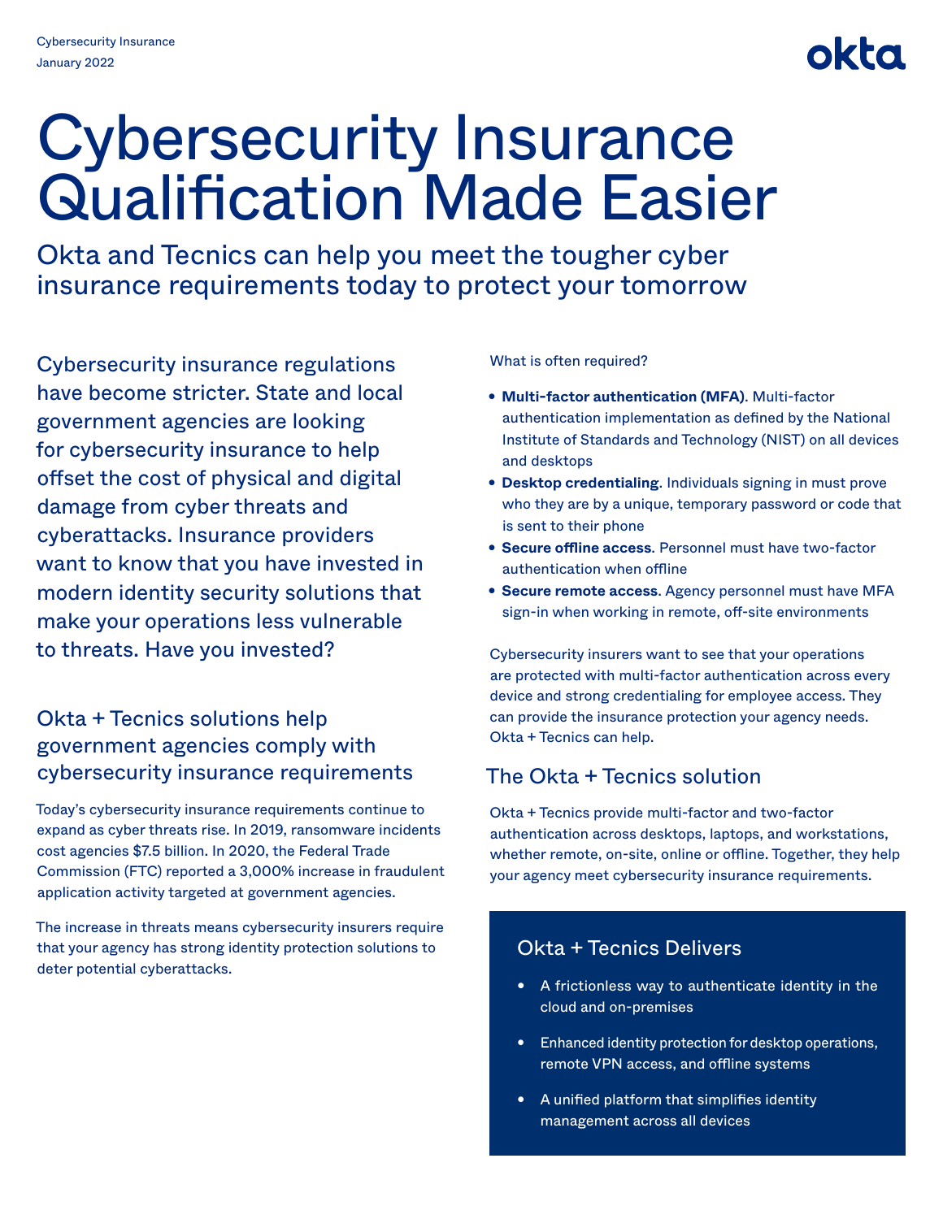Cybersecurity Insurance
January 2022

# Cybersecurity Insurance Qualification Made Easier

## Okta and Tecnics can help you meet the tougher cyber insurance requirements today to protect your tomorrow

Cybersecurity insurance regulations have become stricter. State and local government agencies are looking for cybersecurity insurance to help offset the cost of physical and digital damage from cyber threats and cyberattacks. Insurance providers want to know that you have invested in modern identity security solutions that make your operations less vulnerable to threats. Have you invested?

### Okta + Tecnics solutions help government agencies comply with cybersecurity insurance requirements

Today's cybersecurity insurance requirements continue to expand as cyber threats rise. In 2019, ransomware incidents cost agencies $7.5 billion. In 2020, the Federal Trade Commission (FTC) reported a 3,000% increase in fraudulent application activity targeted at government agencies.

The increase in threats means cybersecurity insurers require that your agency has strong identity protection solutions to deter potential cyberattacks.

What is often required?

- **Multi-factor authentication (MFA)**. Multi-factor authentication implementation as defined by the National Institute of Standards and Technology (NIST) on all devices and desktops
- **Desktop credentialing**. Individuals signing in must prove who they are by a unique, temporary password or code that is sent to their phone
- **Secure offline access**. Personnel must have two-factor authentication when offline
- **Secure remote access**. Agency personnel must have MFA sign-in when working in remote, off-site environments

Cybersecurity insurers want to see that your operations are protected with multi-factor authentication across every device and strong credentialing for employee access. They can provide the insurance protection your agency needs. Okta + Tecnics can help.

### The Okta + Tecnics solution

Okta + Tecnics provide multi-factor and two-factor authentication across desktops, laptops, and workstations, whether remote, on-site, online or offline. Together, they help your agency meet cybersecurity insurance requirements.

#### Okta + Tecnics Delivers

- A frictionless way to authenticate identity in the cloud and on-premises
- Enhanced identity protection for desktop operations, remote VPN access, and offline systems
- A unified platform that simplifies identity management across all devices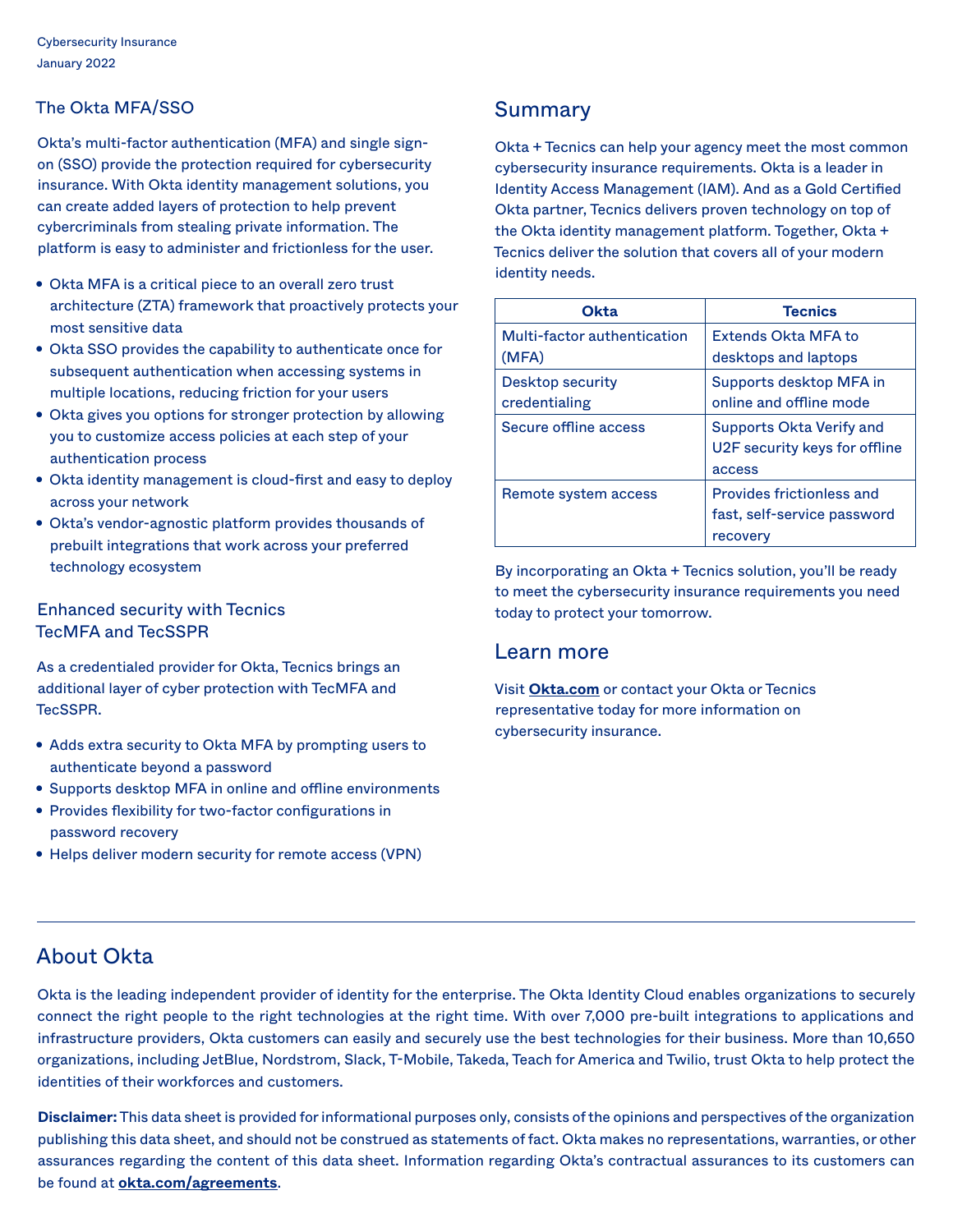Cybersecurity Insurance
January 2022

## The Okta MFA/SSO

Okta's multi-factor authentication (MFA) and single sign-on (SSO) provide the protection required for cybersecurity insurance. With Okta identity management solutions, you can create added layers of protection to help prevent cybercriminals from stealing private information. The platform is easy to administer and frictionless for the user.

- Okta MFA is a critical piece to an overall zero trust architecture (ZTA) framework that proactively protects your most sensitive data
- Okta SSO provides the capability to authenticate once for subsequent authentication when accessing systems in multiple locations, reducing friction for your users
- Okta gives you options for stronger protection by allowing you to customize access policies at each step of your authentication process
- Okta identity management is cloud-first and easy to deploy across your network
- Okta's vendor-agnostic platform provides thousands of prebuilt integrations that work across your preferred technology ecosystem

## Enhanced security with Tecnics TecMFA and TecSSPR

As a credentialed provider for Okta, Tecnics brings an additional layer of cyber protection with TecMFA and TecSSPR.

- Adds extra security to Okta MFA by prompting users to authenticate beyond a password
- Supports desktop MFA in online and offline environments
- Provides flexibility for two-factor configurations in password recovery
- Helps deliver modern security for remote access (VPN)

## Summary

Okta + Tecnics can help your agency meet the most common cybersecurity insurance requirements. Okta is a leader in Identity Access Management (IAM). And as a Gold Certified Okta partner, Tecnics delivers proven technology on top of the Okta identity management platform. Together, Okta + Tecnics deliver the solution that covers all of your modern identity needs.

| Okta | Tecnics |
|---|---|
| Multi-factor authentication (MFA) | Extends Okta MFA to desktops and laptops |
| Desktop security credentialing | Supports desktop MFA in online and offline mode |
| Secure offline access | Supports Okta Verify and U2F security keys for offline access |
| Remote system access | Provides frictionless and fast, self-service password recovery |

By incorporating an Okta + Tecnics solution, you'll be ready to meet the cybersecurity insurance requirements you need today to protect your tomorrow.

## Learn more

Visit **Okta.com** or contact your Okta or Tecnics representative today for more information on cybersecurity insurance.

## About Okta

Okta is the leading independent provider of identity for the enterprise. The Okta Identity Cloud enables organizations to securely connect the right people to the right technologies at the right time. With over 7,000 pre-built integrations to applications and infrastructure providers, Okta customers can easily and securely use the best technologies for their business. More than 10,650 organizations, including JetBlue, Nordstrom, Slack, T-Mobile, Takeda, Teach for America and Twilio, trust Okta to help protect the identities of their workforces and customers.

**Disclaimer:** This data sheet is provided for informational purposes only, consists of the opinions and perspectives of the organization publishing this data sheet, and should not be construed as statements of fact. Okta makes no representations, warranties, or other assurances regarding the content of this data sheet. Information regarding Okta's contractual assurances to its customers can be found at **okta.com/agreements**.